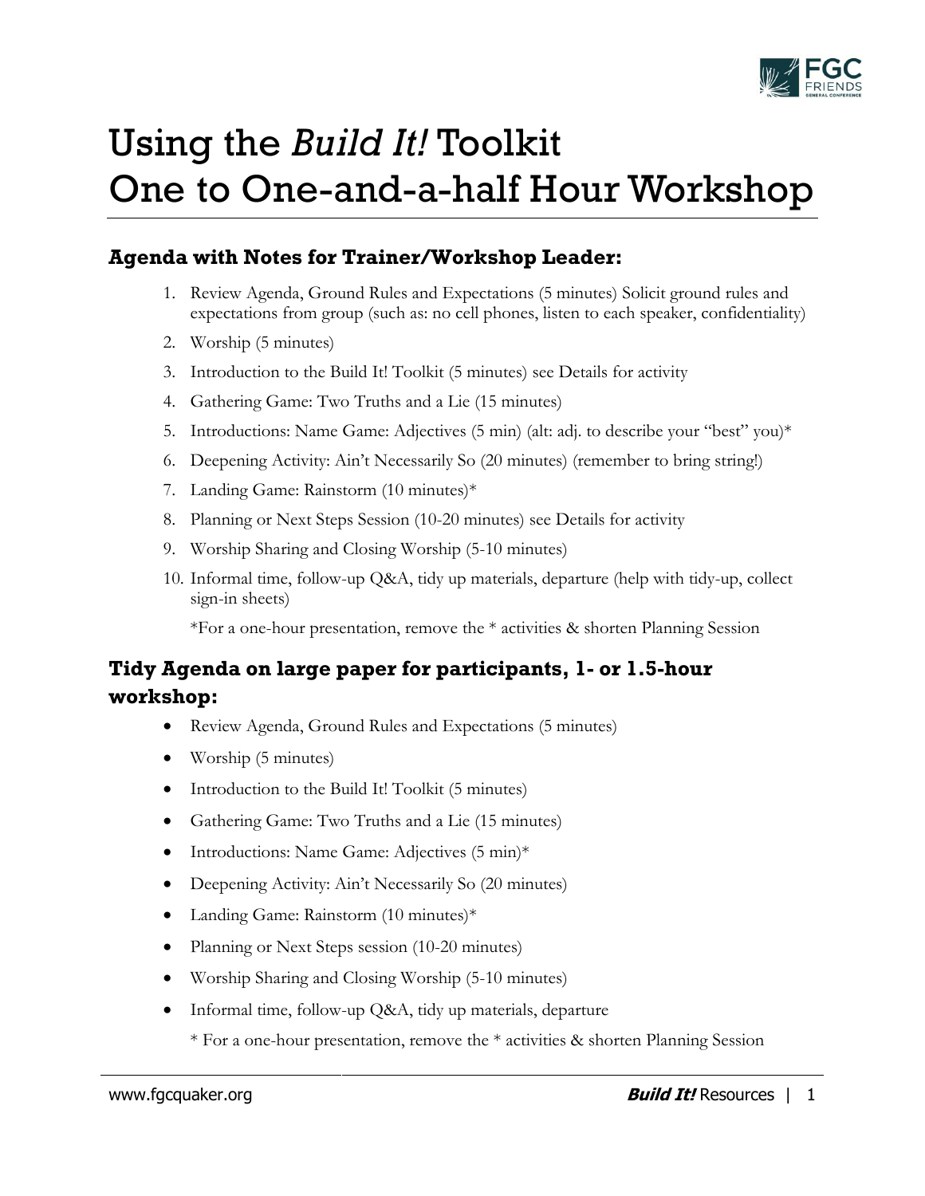# Using the *Build It!* Toolkit
# One to One-and-a-half Hour Workshop

## Agenda with Notes for Trainer/Workshop Leader:

1. Review Agenda, Ground Rules and Expectations (5 minutes) Solicit ground rules and expectations from group (such as: no cell phones, listen to each speaker, confidentiality)
2. Worship (5 minutes)
3. Introduction to the Build It! Toolkit (5 minutes) see Details for activity
4. Gathering Game: Two Truths and a Lie (15 minutes)
5. Introductions: Name Game: Adjectives (5 min) (alt: adj. to describe your "best" you)*
6. Deepening Activity: Ain't Necessarily So (20 minutes) (remember to bring string!)
7. Landing Game: Rainstorm (10 minutes)*
8. Planning or Next Steps Session (10-20 minutes) see Details for activity
9. Worship Sharing and Closing Worship (5-10 minutes)
10. Informal time, follow-up Q&A, tidy up materials, departure (help with tidy-up, collect sign-in sheets)

    *For a one-hour presentation, remove the * activities & shorten Planning Session

## Tidy Agenda on large paper for participants, 1- or 1.5-hour workshop:

- Review Agenda, Ground Rules and Expectations (5 minutes)
- Worship (5 minutes)
- Introduction to the Build It! Toolkit (5 minutes)
- Gathering Game: Two Truths and a Lie (15 minutes)
- Introductions: Name Game: Adjectives (5 min)*
- Deepening Activity: Ain't Necessarily So (20 minutes)
- Landing Game: Rainstorm (10 minutes)*
- Planning or Next Steps session (10-20 minutes)
- Worship Sharing and Closing Worship (5-10 minutes)
- Informal time, follow-up Q&A, tidy up materials, departure

  * For a one-hour presentation, remove the * activities & shorten Planning Session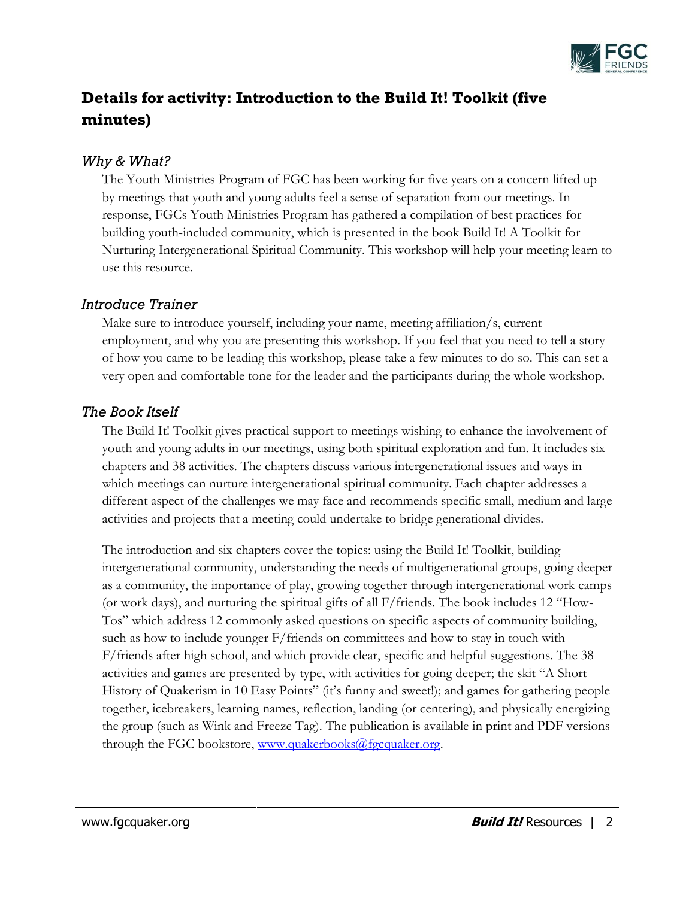## Details for activity: Introduction to the Build It! Toolkit (five minutes)

### *Why & What?*

The Youth Ministries Program of FGC has been working for five years on a concern lifted up by meetings that youth and young adults feel a sense of separation from our meetings. In response, FGCs Youth Ministries Program has gathered a compilation of best practices for building youth-included community, which is presented in the book Build It! A Toolkit for Nurturing Intergenerational Spiritual Community. This workshop will help your meeting learn to use this resource.

### *Introduce Trainer*

Make sure to introduce yourself, including your name, meeting affiliation/s, current employment, and why you are presenting this workshop. If you feel that you need to tell a story of how you came to be leading this workshop, please take a few minutes to do so. This can set a very open and comfortable tone for the leader and the participants during the whole workshop.

### *The Book Itself*

The Build It! Toolkit gives practical support to meetings wishing to enhance the involvement of youth and young adults in our meetings, using both spiritual exploration and fun. It includes six chapters and 38 activities. The chapters discuss various intergenerational issues and ways in which meetings can nurture intergenerational spiritual community. Each chapter addresses a different aspect of the challenges we may face and recommends specific small, medium and large activities and projects that a meeting could undertake to bridge generational divides.

The introduction and six chapters cover the topics: using the Build It! Toolkit, building intergenerational community, understanding the needs of multigenerational groups, going deeper as a community, the importance of play, growing together through intergenerational work camps (or work days), and nurturing the spiritual gifts of all F/friends. The book includes 12 "How-Tos" which address 12 commonly asked questions on specific aspects of community building, such as how to include younger F/friends on committees and how to stay in touch with F/friends after high school, and which provide clear, specific and helpful suggestions. The 38 activities and games are presented by type, with activities for going deeper; the skit "A Short History of Quakerism in 10 Easy Points" (it's funny and sweet!); and games for gathering people together, icebreakers, learning names, reflection, landing (or centering), and physically energizing the group (such as Wink and Freeze Tag). The publication is available in print and PDF versions through the FGC bookstore, [www.quakerbooks@fgcquaker.org](www.quakerbooks@fgcquaker.org).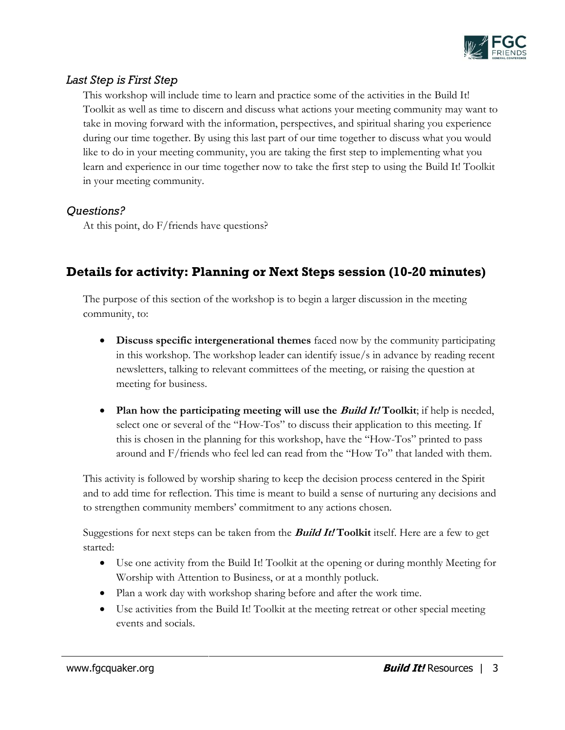### *Last Step is First Step*

This workshop will include time to learn and practice some of the activities in the Build It! Toolkit as well as time to discern and discuss what actions your meeting community may want to take in moving forward with the information, perspectives, and spiritual sharing you experience during our time together. By using this last part of our time together to discuss what you would like to do in your meeting community, you are taking the first step to implementing what you learn and experience in our time together now to take the first step to using the Build It! Toolkit in your meeting community.

### *Questions?*

At this point, do F/friends have questions?

## Details for activity: Planning or Next Steps session (10-20 minutes)

The purpose of this section of the workshop is to begin a larger discussion in the meeting community, to:

- **Discuss specific intergenerational themes** faced now by the community participating in this workshop. The workshop leader can identify issue/s in advance by reading recent newsletters, talking to relevant committees of the meeting, or raising the question at meeting for business.
- **Plan how the participating meeting will use the *Build It!* Toolkit**; if help is needed, select one or several of the "How-Tos" to discuss their application to this meeting. If this is chosen in the planning for this workshop, have the "How-Tos" printed to pass around and F/friends who feel led can read from the "How To" that landed with them.

This activity is followed by worship sharing to keep the decision process centered in the Spirit and to add time for reflection. This time is meant to build a sense of nurturing any decisions and to strengthen community members' commitment to any actions chosen.

Suggestions for next steps can be taken from the ***Build It!* Toolkit** itself. Here are a few to get started:

- Use one activity from the Build It! Toolkit at the opening or during monthly Meeting for Worship with Attention to Business, or at a monthly potluck.
- Plan a work day with workshop sharing before and after the work time.
- Use activities from the Build It! Toolkit at the meeting retreat or other special meeting events and socials.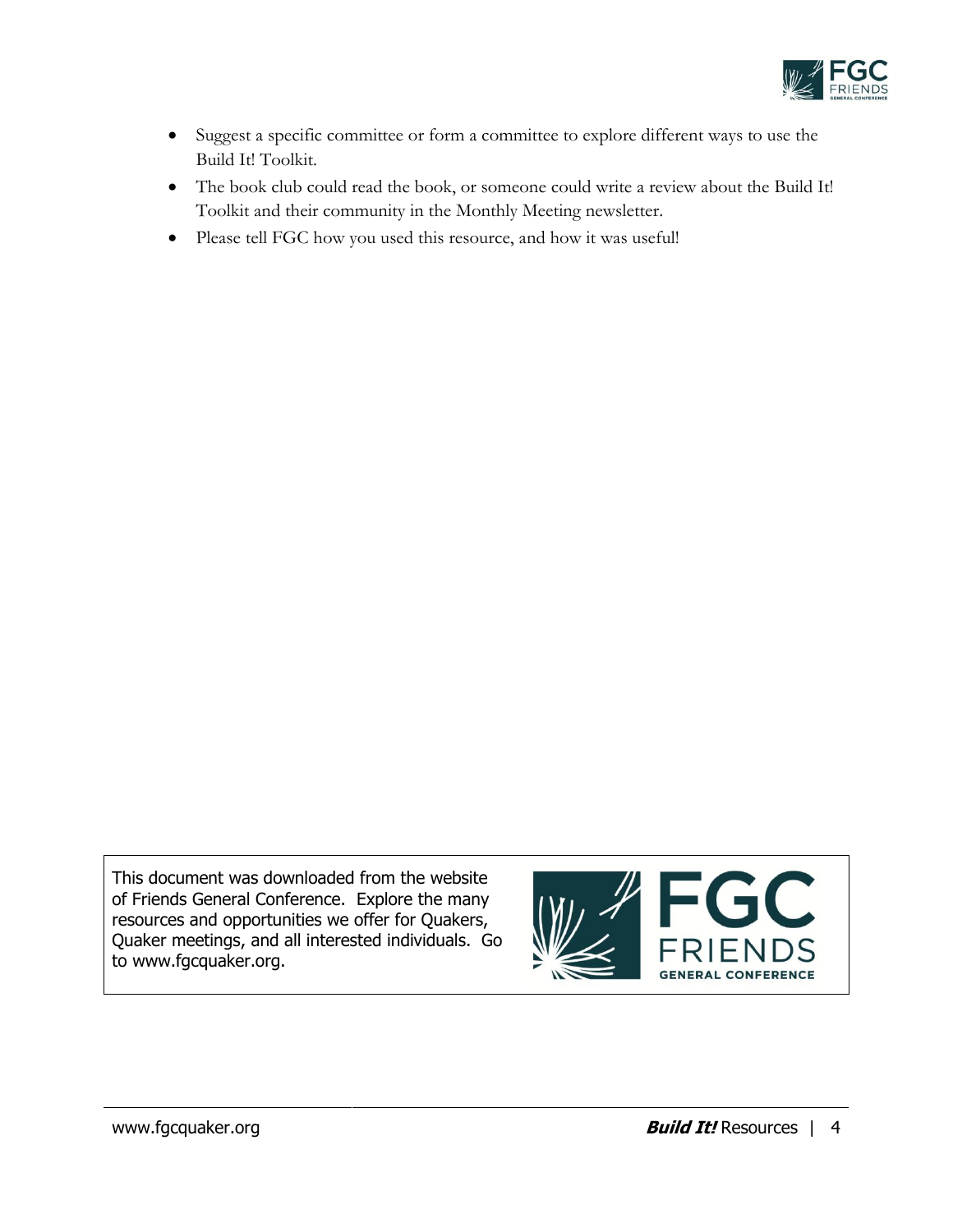- Suggest a specific committee or form a committee to explore different ways to use the Build It! Toolkit.
- The book club could read the book, or someone could write a review about the Build It! Toolkit and their community in the Monthly Meeting newsletter.
- Please tell FGC how you used this resource, and how it was useful!

This document was downloaded from the website of Friends General Conference. Explore the many resources and opportunities we offer for Quakers, Quaker meetings, and all interested individuals. Go to www.fgcquaker.org.